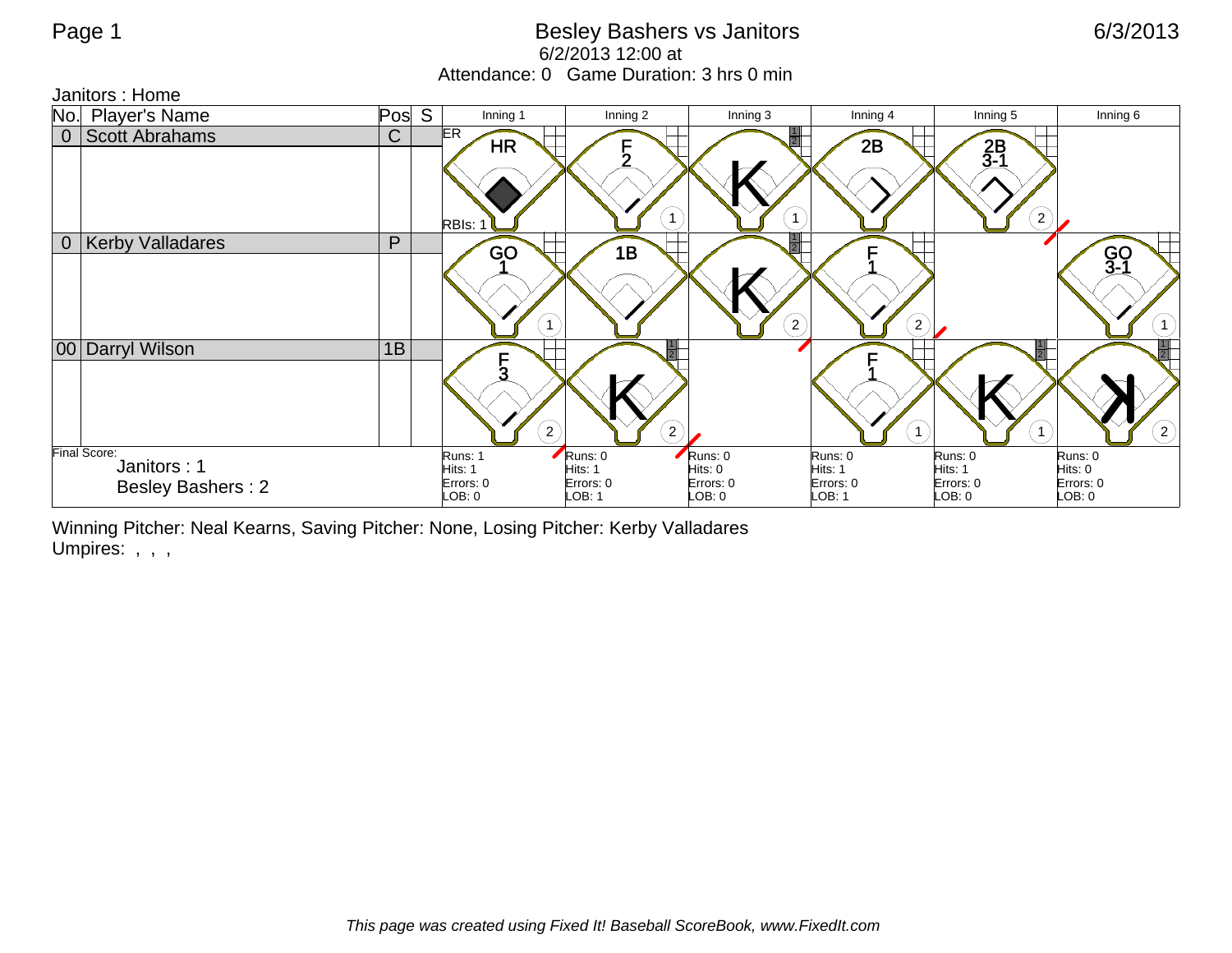Page 1

# Besley Bashers vs Janitors

6/2/2013 12:00 at

Attendance: 0 Game Duration: 3 hrs 0 min

6/3/2013

Janitors : Home

| No. | Player's Name | Pos | S | Inning 1 | Inning 2 | Inning 3 | Inning 4 | Inning 5 | Inning 6 |
|---|---|---|---|---|---|---|---|---|---|
| 0 | Scott Abrahams | C | | HR (ER, RBIs: 1) | F 2 (1) | K (1) | 2B | 2B 3-1 (2) | |
| 0 | Kerby Valladares | P | | GO 1 (1) | 1B | K (2) | F 1 (2) | | GO 3-1 (1) |
| 00 | Darryl Wilson | 1B | | F 3 (2) | K (2) | | F 1 (1) | K (1) | ꓘ (2) |
| Final Score: Janitors : 1, Besley Bashers : 2 | | | | Runs: 1<br>Hits: 1<br>Errors: 0<br>LOB: 0 | Runs: 0<br>Hits: 1<br>Errors: 0<br>LOB: 1 | Runs: 0<br>Hits: 0<br>Errors: 0<br>LOB: 0 | Runs: 0<br>Hits: 1<br>Errors: 0<br>LOB: 1 | Runs: 0<br>Hits: 1<br>Errors: 0<br>LOB: 0 | Runs: 0<br>Hits: 0<br>Errors: 0<br>LOB: 0 |

Winning Pitcher: Neal Kearns, Saving Pitcher: None, Losing Pitcher: Kerby Valladares

Umpires: , , ,

*This page was created using Fixed It! Baseball ScoreBook, www.FixedIt.com*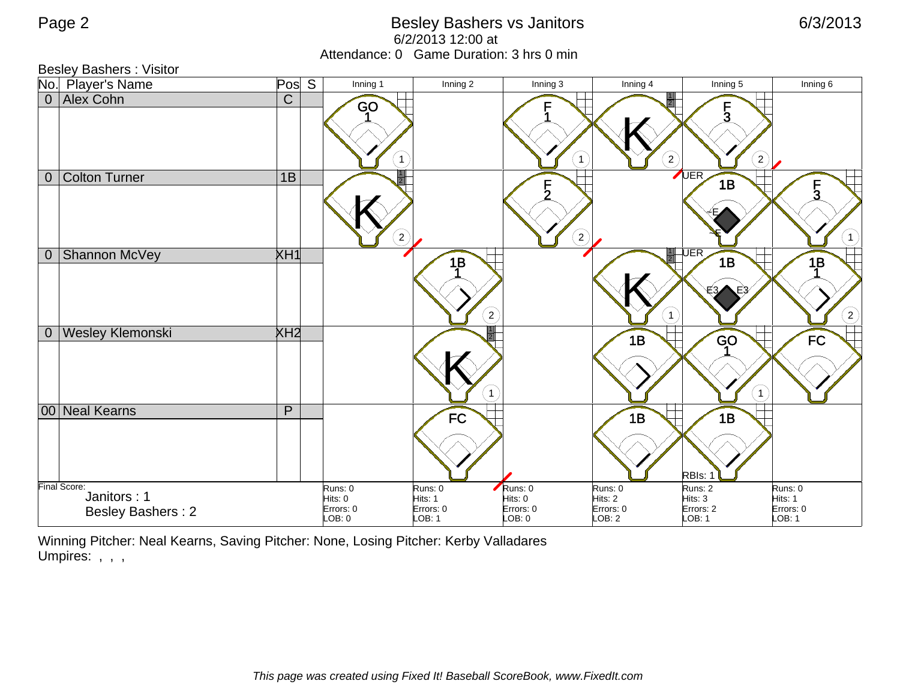# Besley Bashers vs Janitors

6/2/2013 12:00 at

Attendance: 0 Game Duration: 3 hrs 0 min

Besley Bashers : Visitor

| No. | Player's Name | Pos | S | Inning 1 | Inning 2 | Inning 3 | Inning 4 | Inning 5 | Inning 6 |
|---|---|---|---|---|---|---|---|---|---|
| 0 | Alex Cohn | C | | GO 1 (1) | | F 1 (1) | K (2) | F 3 (2) | |
| 0 | Colton Turner | 1B | | K (2) | | F 2 (2) | | UER 1B E E | F 3 (1) |
| 0 | Shannon McVey | XH1 | | | 1B 1 (2) | | K (1) | UER 1B E3 E3 | 1B 1 (2) |
| 0 | Wesley Klemonski | XH2 | | | K (1) | | 1B | GO 1 (1) | FC |
| 00 | Neal Kearns | P | | | FC | | 1B | 1B RBIs: 1 | |
| Final Score: Janitors : 1 Besley Bashers : 2 | | | | Runs: 0 Hits: 0 Errors: 0 LOB: 0 | Runs: 0 Hits: 1 Errors: 0 LOB: 1 | Runs: 0 Hits: 0 Errors: 0 LOB: 0 | Runs: 0 Hits: 2 Errors: 0 LOB: 2 | Runs: 2 Hits: 3 Errors: 2 LOB: 1 | Runs: 0 Hits: 1 Errors: 0 LOB: 1 |

Winning Pitcher: Neal Kearns, Saving Pitcher: None, Losing Pitcher: Kerby Valladares

Umpires: , , ,

*This page was created using Fixed It! Baseball ScoreBook, www.FixedIt.com*